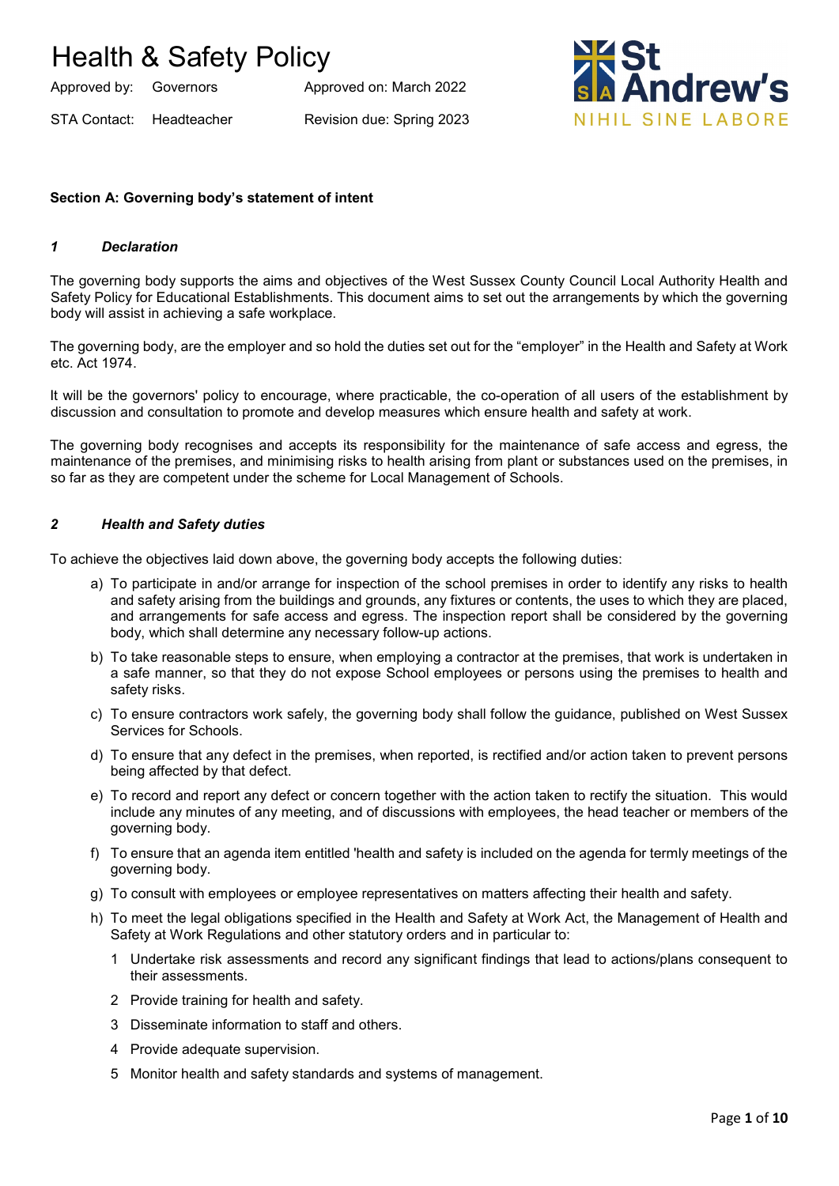# Health & Safety Policy

Approved by: Governors | Approved on: March 2022

STA Contact: Headteacher | Revision due: Spring 2023

St Andrew's
NIHIL SINE LABORE

**Section A: Governing body's statement of intent**

## *1 Declaration*

The governing body supports the aims and objectives of the West Sussex County Council Local Authority Health and Safety Policy for Educational Establishments. This document aims to set out the arrangements by which the governing body will assist in achieving a safe workplace.

The governing body, are the employer and so hold the duties set out for the "employer" in the Health and Safety at Work etc. Act 1974.

It will be the governors' policy to encourage, where practicable, the co-operation of all users of the establishment by discussion and consultation to promote and develop measures which ensure health and safety at work.

The governing body recognises and accepts its responsibility for the maintenance of safe access and egress, the maintenance of the premises, and minimising risks to health arising from plant or substances used on the premises, in so far as they are competent under the scheme for Local Management of Schools.

## *2 Health and Safety duties*

To achieve the objectives laid down above, the governing body accepts the following duties:

a) To participate in and/or arrange for inspection of the school premises in order to identify any risks to health and safety arising from the buildings and grounds, any fixtures or contents, the uses to which they are placed, and arrangements for safe access and egress. The inspection report shall be considered by the governing body, which shall determine any necessary follow-up actions.

b) To take reasonable steps to ensure, when employing a contractor at the premises, that work is undertaken in a safe manner, so that they do not expose School employees or persons using the premises to health and safety risks.

c) To ensure contractors work safely, the governing body shall follow the guidance, published on West Sussex Services for Schools.

d) To ensure that any defect in the premises, when reported, is rectified and/or action taken to prevent persons being affected by that defect.

e) To record and report any defect or concern together with the action taken to rectify the situation. This would include any minutes of any meeting, and of discussions with employees, the head teacher or members of the governing body.

f) To ensure that an agenda item entitled 'health and safety is included on the agenda for termly meetings of the governing body.

g) To consult with employees or employee representatives on matters affecting their health and safety.

h) To meet the legal obligations specified in the Health and Safety at Work Act, the Management of Health and Safety at Work Regulations and other statutory orders and in particular to:

   1. Undertake risk assessments and record any significant findings that lead to actions/plans consequent to their assessments.
   2. Provide training for health and safety.
   3. Disseminate information to staff and others.
   4. Provide adequate supervision.
   5. Monitor health and safety standards and systems of management.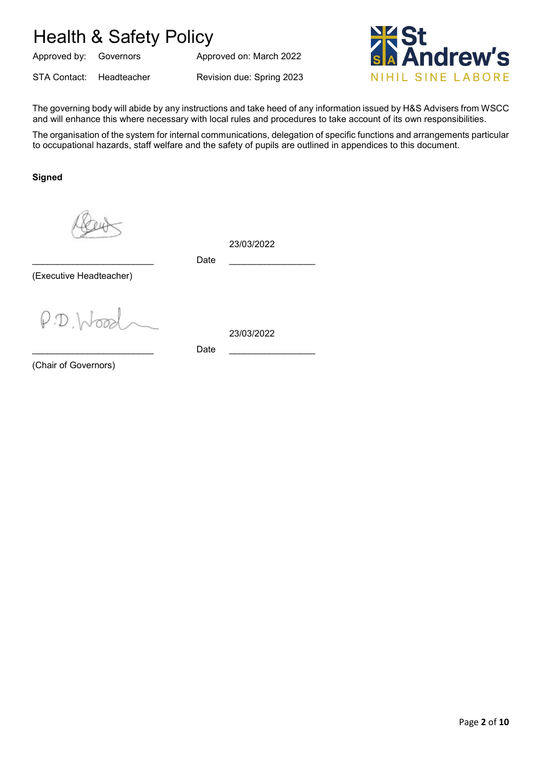# Health & Safety Policy

Approved by: Governors | Approved on: March 2022

STA Contact: Headteacher | Revision due: Spring 2023

St Andrew's
NIHIL SINE LABORE

The governing body will abide by any instructions and take heed of any information issued by H&S Advisers from WSCC and will enhance this where necessary with local rules and procedures to take account of its own responsibilities.

The organisation of the system for internal communications, delegation of specific functions and arrangements particular to occupational hazards, staff welfare and the safety of pupils are outlined in appendices to this document.

**Signed**

________________________ Date 23/03/2022

(Executive Headteacher)

P.D. Wood

________________________ Date 23/03/2022

(Chair of Governors)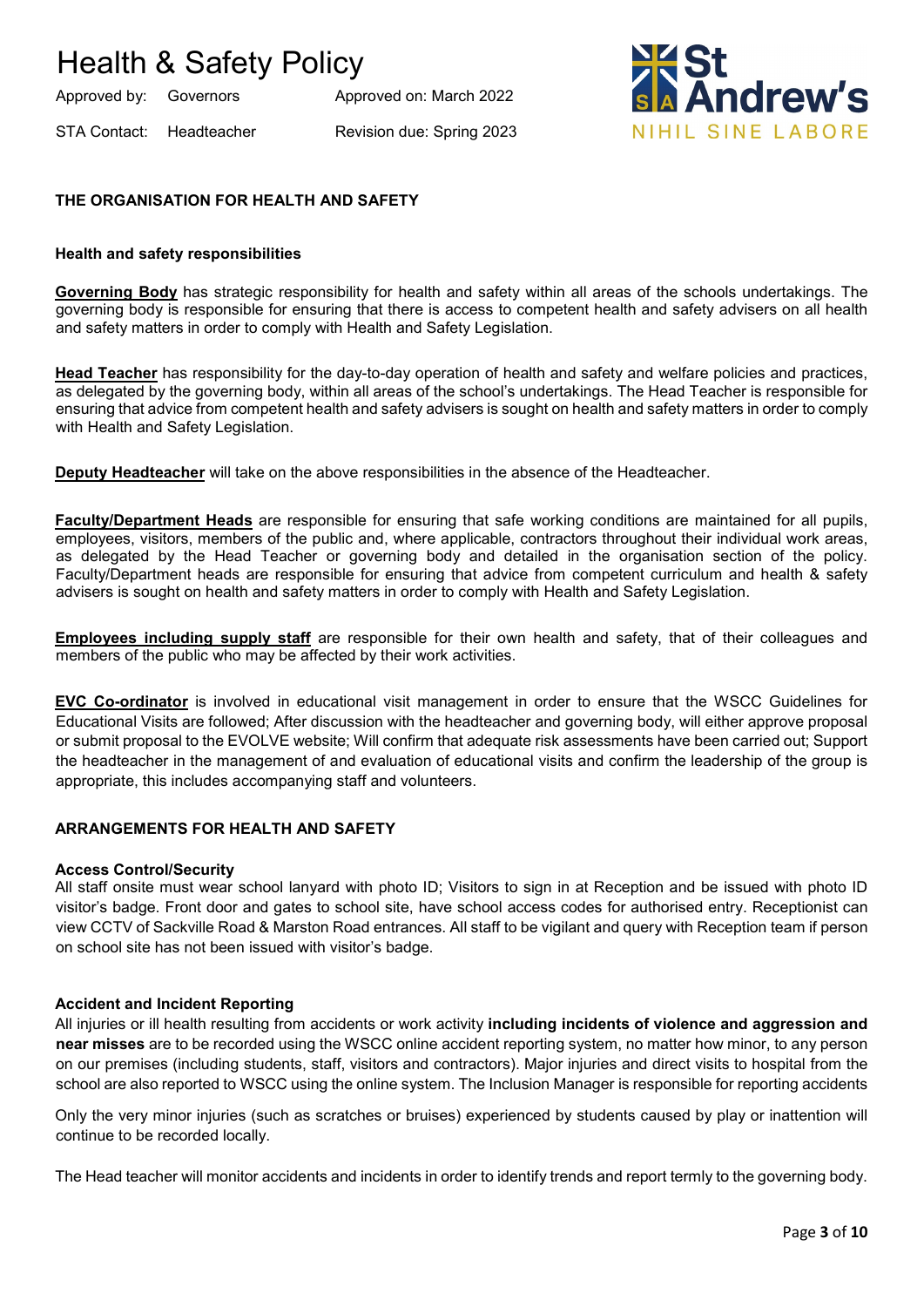## THE ORGANISATION FOR HEALTH AND SAFETY

### Health and safety responsibilities

**Governing Body** has strategic responsibility for health and safety within all areas of the schools undertakings. The governing body is responsible for ensuring that there is access to competent health and safety advisers on all health and safety matters in order to comply with Health and Safety Legislation.

**Head Teacher** has responsibility for the day-to-day operation of health and safety and welfare policies and practices, as delegated by the governing body, within all areas of the school's undertakings. The Head Teacher is responsible for ensuring that advice from competent health and safety advisers is sought on health and safety matters in order to comply with Health and Safety Legislation.

**Deputy Headteacher** will take on the above responsibilities in the absence of the Headteacher.

**Faculty/Department Heads** are responsible for ensuring that safe working conditions are maintained for all pupils, employees, visitors, members of the public and, where applicable, contractors throughout their individual work areas, as delegated by the Head Teacher or governing body and detailed in the organisation section of the policy. Faculty/Department heads are responsible for ensuring that advice from competent curriculum and health & safety advisers is sought on health and safety matters in order to comply with Health and Safety Legislation.

**Employees including supply staff** are responsible for their own health and safety, that of their colleagues and members of the public who may be affected by their work activities.

**EVC Co-ordinator** is involved in educational visit management in order to ensure that the WSCC Guidelines for Educational Visits are followed; After discussion with the headteacher and governing body, will either approve proposal or submit proposal to the EVOLVE website; Will confirm that adequate risk assessments have been carried out; Support the headteacher in the management of and evaluation of educational visits and confirm the leadership of the group is appropriate, this includes accompanying staff and volunteers.

## ARRANGEMENTS FOR HEALTH AND SAFETY

### Access Control/Security

All staff onsite must wear school lanyard with photo ID; Visitors to sign in at Reception and be issued with photo ID visitor's badge. Front door and gates to school site, have school access codes for authorised entry. Receptionist can view CCTV of Sackville Road & Marston Road entrances. All staff to be vigilant and query with Reception team if person on school site has not been issued with visitor's badge.

### Accident and Incident Reporting

All injuries or ill health resulting from accidents or work activity **including incidents of violence and aggression and near misses** are to be recorded using the WSCC online accident reporting system, no matter how minor, to any person on our premises (including students, staff, visitors and contractors). Major injuries and direct visits to hospital from the school are also reported to WSCC using the online system. The Inclusion Manager is responsible for reporting accidents

Only the very minor injuries (such as scratches or bruises) experienced by students caused by play or inattention will continue to be recorded locally.

The Head teacher will monitor accidents and incidents in order to identify trends and report termly to the governing body.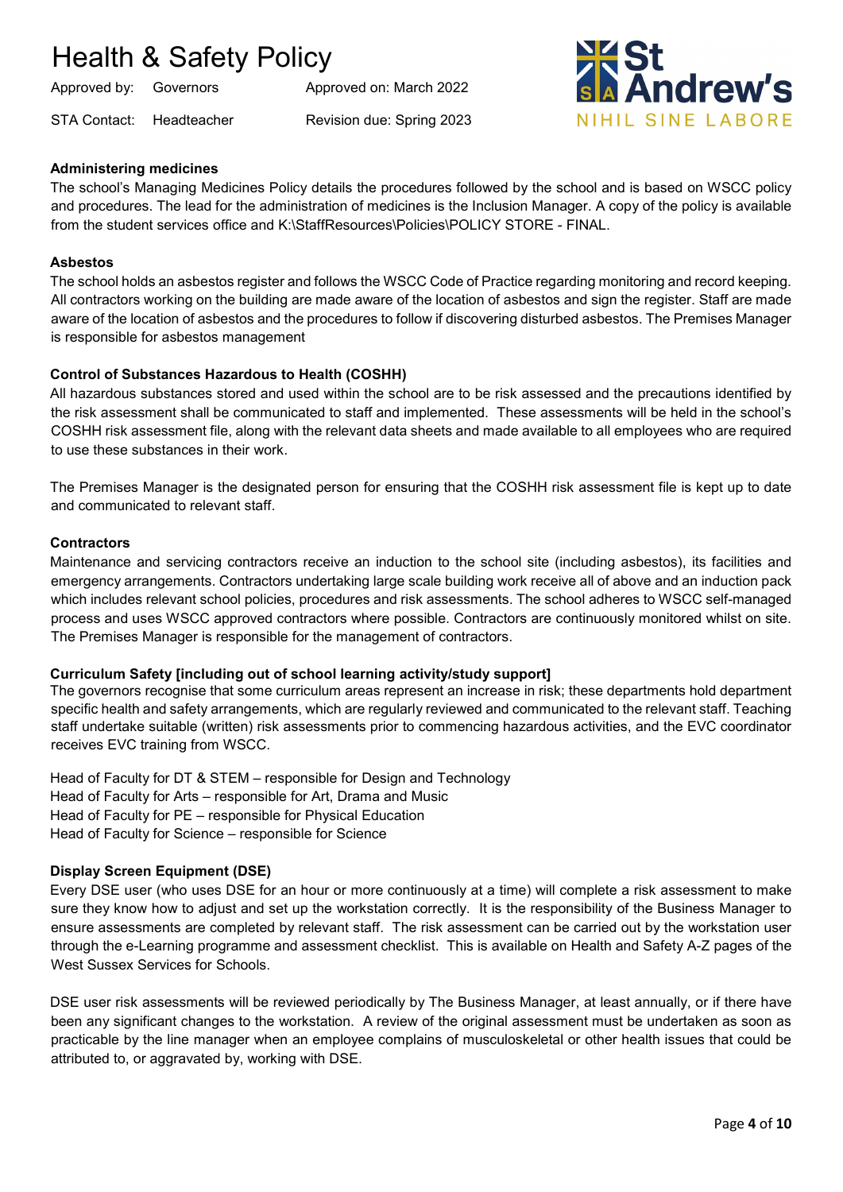**Administering medicines**

The school's Managing Medicines Policy details the procedures followed by the school and is based on WSCC policy and procedures. The lead for the administration of medicines is the Inclusion Manager. A copy of the policy is available from the student services office and K:\StaffResources\Policies\POLICY STORE - FINAL.

**Asbestos**

The school holds an asbestos register and follows the WSCC Code of Practice regarding monitoring and record keeping. All contractors working on the building are made aware of the location of asbestos and sign the register. Staff are made aware of the location of asbestos and the procedures to follow if discovering disturbed asbestos. The Premises Manager is responsible for asbestos management

**Control of Substances Hazardous to Health (COSHH)**

All hazardous substances stored and used within the school are to be risk assessed and the precautions identified by the risk assessment shall be communicated to staff and implemented. These assessments will be held in the school's COSHH risk assessment file, along with the relevant data sheets and made available to all employees who are required to use these substances in their work.

The Premises Manager is the designated person for ensuring that the COSHH risk assessment file is kept up to date and communicated to relevant staff.

**Contractors**

Maintenance and servicing contractors receive an induction to the school site (including asbestos), its facilities and emergency arrangements. Contractors undertaking large scale building work receive all of above and an induction pack which includes relevant school policies, procedures and risk assessments. The school adheres to WSCC self-managed process and uses WSCC approved contractors where possible. Contractors are continuously monitored whilst on site. The Premises Manager is responsible for the management of contractors.

**Curriculum Safety [including out of school learning activity/study support]**

The governors recognise that some curriculum areas represent an increase in risk; these departments hold department specific health and safety arrangements, which are regularly reviewed and communicated to the relevant staff. Teaching staff undertake suitable (written) risk assessments prior to commencing hazardous activities, and the EVC coordinator receives EVC training from WSCC.

Head of Faculty for DT & STEM – responsible for Design and Technology
Head of Faculty for Arts – responsible for Art, Drama and Music
Head of Faculty for PE – responsible for Physical Education
Head of Faculty for Science – responsible for Science

**Display Screen Equipment (DSE)**

Every DSE user (who uses DSE for an hour or more continuously at a time) will complete a risk assessment to make sure they know how to adjust and set up the workstation correctly. It is the responsibility of the Business Manager to ensure assessments are completed by relevant staff. The risk assessment can be carried out by the workstation user through the e-Learning programme and assessment checklist. This is available on Health and Safety A-Z pages of the West Sussex Services for Schools.

DSE user risk assessments will be reviewed periodically by The Business Manager, at least annually, or if there have been any significant changes to the workstation. A review of the original assessment must be undertaken as soon as practicable by the line manager when an employee complains of musculoskeletal or other health issues that could be attributed to, or aggravated by, working with DSE.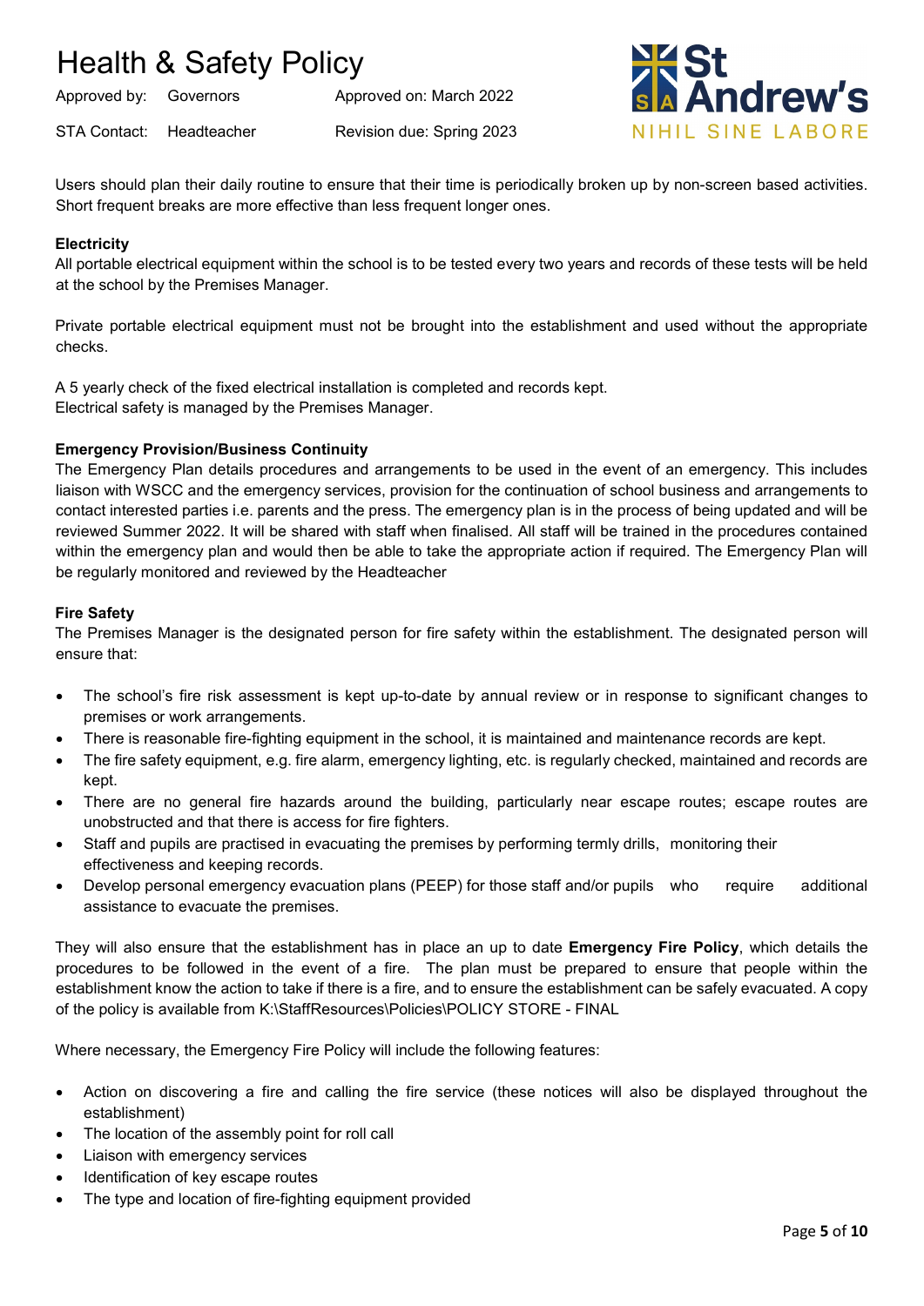Users should plan their daily routine to ensure that their time is periodically broken up by non-screen based activities. Short frequent breaks are more effective than less frequent longer ones.

**Electricity**

All portable electrical equipment within the school is to be tested every two years and records of these tests will be held at the school by the Premises Manager.

Private portable electrical equipment must not be brought into the establishment and used without the appropriate checks.

A 5 yearly check of the fixed electrical installation is completed and records kept.
Electrical safety is managed by the Premises Manager.

**Emergency Provision/Business Continuity**

The Emergency Plan details procedures and arrangements to be used in the event of an emergency. This includes liaison with WSCC and the emergency services, provision for the continuation of school business and arrangements to contact interested parties i.e. parents and the press. The emergency plan is in the process of being updated and will be reviewed Summer 2022. It will be shared with staff when finalised. All staff will be trained in the procedures contained within the emergency plan and would then be able to take the appropriate action if required. The Emergency Plan will be regularly monitored and reviewed by the Headteacher

**Fire Safety**

The Premises Manager is the designated person for fire safety within the establishment. The designated person will ensure that:

- The school's fire risk assessment is kept up-to-date by annual review or in response to significant changes to premises or work arrangements.
- There is reasonable fire-fighting equipment in the school, it is maintained and maintenance records are kept.
- The fire safety equipment, e.g. fire alarm, emergency lighting, etc. is regularly checked, maintained and records are kept.
- There are no general fire hazards around the building, particularly near escape routes; escape routes are unobstructed and that there is access for fire fighters.
- Staff and pupils are practised in evacuating the premises by performing termly drills, monitoring their effectiveness and keeping records.
- Develop personal emergency evacuation plans (PEEP) for those staff and/or pupils who require additional assistance to evacuate the premises.

They will also ensure that the establishment has in place an up to date **Emergency Fire Policy**, which details the procedures to be followed in the event of a fire. The plan must be prepared to ensure that people within the establishment know the action to take if there is a fire, and to ensure the establishment can be safely evacuated. A copy of the policy is available from K:\StaffResources\Policies\POLICY STORE - FINAL

Where necessary, the Emergency Fire Policy will include the following features:

- Action on discovering a fire and calling the fire service (these notices will also be displayed throughout the establishment)
- The location of the assembly point for roll call
- Liaison with emergency services
- Identification of key escape routes
- The type and location of fire-fighting equipment provided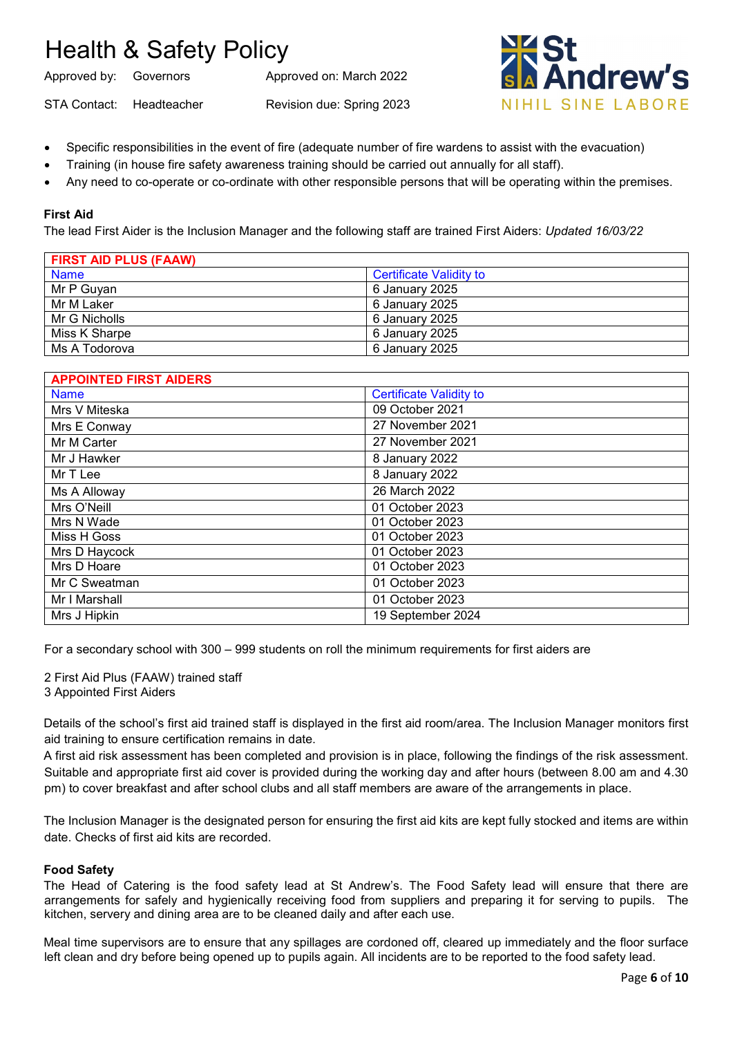- Specific responsibilities in the event of fire (adequate number of fire wardens to assist with the evacuation)
- Training (in house fire safety awareness training should be carried out annually for all staff).
- Any need to co-operate or co-ordinate with other responsible persons that will be operating within the premises.

**First Aid**

The lead First Aider is the Inclusion Manager and the following staff are trained First Aiders: *Updated 16/03/22*

| FIRST AID PLUS (FAAW) | |
|---|---|
| Name | Certificate Validity to |
| Mr P Guyan | 6 January 2025 |
| Mr M Laker | 6 January 2025 |
| Mr G Nicholls | 6 January 2025 |
| Miss K Sharpe | 6 January 2025 |
| Ms A Todorova | 6 January 2025 |

| APPOINTED FIRST AIDERS | |
|---|---|
| Name | Certificate Validity to |
| Mrs V Miteska | 09 October 2021 |
| Mrs E Conway | 27 November 2021 |
| Mr M Carter | 27 November 2021 |
| Mr J Hawker | 8 January 2022 |
| Mr T Lee | 8 January 2022 |
| Ms A Alloway | 26 March 2022 |
| Mrs O'Neill | 01 October 2023 |
| Mrs N Wade | 01 October 2023 |
| Miss H Goss | 01 October 2023 |
| Mrs D Haycock | 01 October 2023 |
| Mrs D Hoare | 01 October 2023 |
| Mr C Sweatman | 01 October 2023 |
| Mr I Marshall | 01 October 2023 |
| Mrs J Hipkin | 19 September 2024 |

For a secondary school with 300 – 999 students on roll the minimum requirements for first aiders are

2 First Aid Plus (FAAW) trained staff
3 Appointed First Aiders

Details of the school's first aid trained staff is displayed in the first aid room/area. The Inclusion Manager monitors first aid training to ensure certification remains in date.
A first aid risk assessment has been completed and provision is in place, following the findings of the risk assessment. Suitable and appropriate first aid cover is provided during the working day and after hours (between 8.00 am and 4.30 pm) to cover breakfast and after school clubs and all staff members are aware of the arrangements in place.

The Inclusion Manager is the designated person for ensuring the first aid kits are kept fully stocked and items are within date. Checks of first aid kits are recorded.

**Food Safety**

The Head of Catering is the food safety lead at St Andrew's. The Food Safety lead will ensure that there are arrangements for safely and hygienically receiving food from suppliers and preparing it for serving to pupils. The kitchen, servery and dining area are to be cleaned daily and after each use.

Meal time supervisors are to ensure that any spillages are cordoned off, cleared up immediately and the floor surface left clean and dry before being opened up to pupils again. All incidents are to be reported to the food safety lead.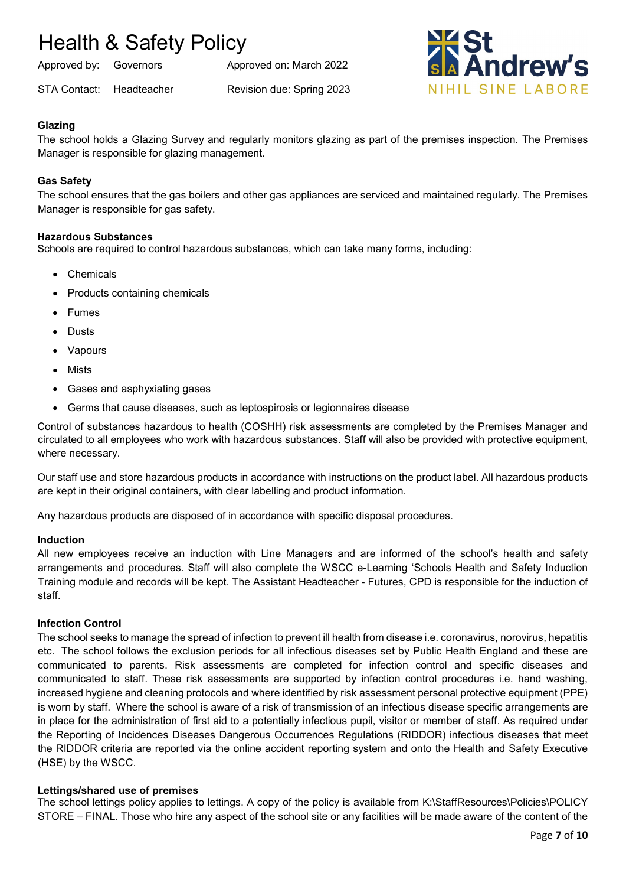### Glazing

The school holds a Glazing Survey and regularly monitors glazing as part of the premises inspection. The Premises Manager is responsible for glazing management.

### Gas Safety

The school ensures that the gas boilers and other gas appliances are serviced and maintained regularly. The Premises Manager is responsible for gas safety.

### Hazardous Substances

Schools are required to control hazardous substances, which can take many forms, including:

- Chemicals
- Products containing chemicals
- Fumes
- Dusts
- Vapours
- Mists
- Gases and asphyxiating gases
- Germs that cause diseases, such as leptospirosis or legionnaires disease

Control of substances hazardous to health (COSHH) risk assessments are completed by the Premises Manager and circulated to all employees who work with hazardous substances. Staff will also be provided with protective equipment, where necessary.

Our staff use and store hazardous products in accordance with instructions on the product label. All hazardous products are kept in their original containers, with clear labelling and product information.

Any hazardous products are disposed of in accordance with specific disposal procedures.

### Induction

All new employees receive an induction with Line Managers and are informed of the school's health and safety arrangements and procedures. Staff will also complete the WSCC e-Learning 'Schools Health and Safety Induction Training module and records will be kept. The Assistant Headteacher - Futures, CPD is responsible for the induction of staff.

### Infection Control

The school seeks to manage the spread of infection to prevent ill health from disease i.e. coronavirus, norovirus, hepatitis etc. The school follows the exclusion periods for all infectious diseases set by Public Health England and these are communicated to parents. Risk assessments are completed for infection control and specific diseases and communicated to staff. These risk assessments are supported by infection control procedures i.e. hand washing, increased hygiene and cleaning protocols and where identified by risk assessment personal protective equipment (PPE) is worn by staff. Where the school is aware of a risk of transmission of an infectious disease specific arrangements are in place for the administration of first aid to a potentially infectious pupil, visitor or member of staff. As required under the Reporting of Incidences Diseases Dangerous Occurrences Regulations (RIDDOR) infectious diseases that meet the RIDDOR criteria are reported via the online accident reporting system and onto the Health and Safety Executive (HSE) by the WSCC.

### Lettings/shared use of premises

The school lettings policy applies to lettings. A copy of the policy is available from K:\StaffResources\Policies\POLICY STORE – FINAL. Those who hire any aspect of the school site or any facilities will be made aware of the content of the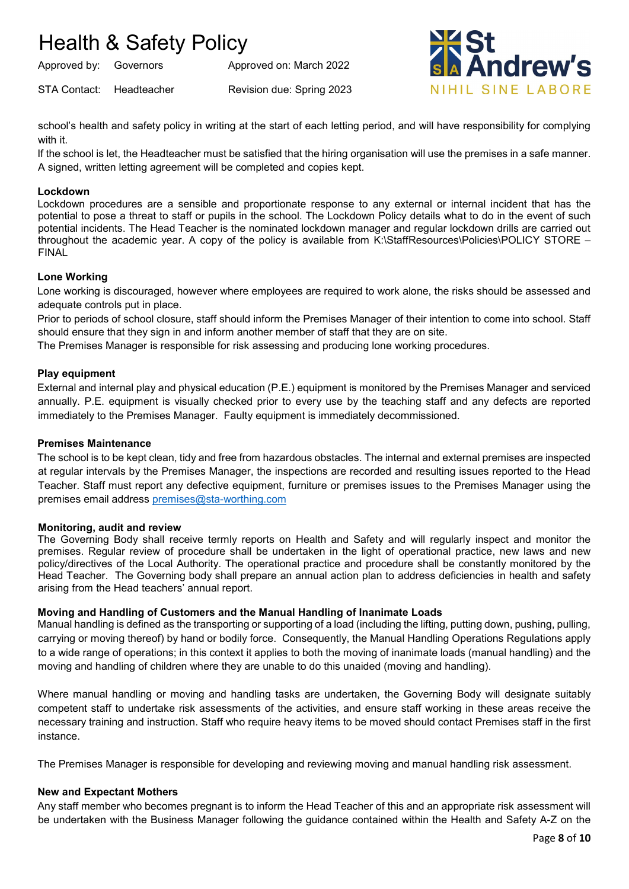school's health and safety policy in writing at the start of each letting period, and will have responsibility for complying with it.

If the school is let, the Headteacher must be satisfied that the hiring organisation will use the premises in a safe manner. A signed, written letting agreement will be completed and copies kept.

**Lockdown**

Lockdown procedures are a sensible and proportionate response to any external or internal incident that has the potential to pose a threat to staff or pupils in the school. The Lockdown Policy details what to do in the event of such potential incidents. The Head Teacher is the nominated lockdown manager and regular lockdown drills are carried out throughout the academic year. A copy of the policy is available from K:\StaffResources\Policies\POLICY STORE – FINAL

**Lone Working**

Lone working is discouraged, however where employees are required to work alone, the risks should be assessed and adequate controls put in place.

Prior to periods of school closure, staff should inform the Premises Manager of their intention to come into school. Staff should ensure that they sign in and inform another member of staff that they are on site.

The Premises Manager is responsible for risk assessing and producing lone working procedures.

**Play equipment**

External and internal play and physical education (P.E.) equipment is monitored by the Premises Manager and serviced annually. P.E. equipment is visually checked prior to every use by the teaching staff and any defects are reported immediately to the Premises Manager. Faulty equipment is immediately decommissioned.

**Premises Maintenance**

The school is to be kept clean, tidy and free from hazardous obstacles. The internal and external premises are inspected at regular intervals by the Premises Manager, the inspections are recorded and resulting issues reported to the Head Teacher. Staff must report any defective equipment, furniture or premises issues to the Premises Manager using the premises email address premises@sta-worthing.com

**Monitoring, audit and review**

The Governing Body shall receive termly reports on Health and Safety and will regularly inspect and monitor the premises. Regular review of procedure shall be undertaken in the light of operational practice, new laws and new policy/directives of the Local Authority. The operational practice and procedure shall be constantly monitored by the Head Teacher. The Governing body shall prepare an annual action plan to address deficiencies in health and safety arising from the Head teachers' annual report.

**Moving and Handling of Customers and the Manual Handling of Inanimate Loads**

Manual handling is defined as the transporting or supporting of a load (including the lifting, putting down, pushing, pulling, carrying or moving thereof) by hand or bodily force. Consequently, the Manual Handling Operations Regulations apply to a wide range of operations; in this context it applies to both the moving of inanimate loads (manual handling) and the moving and handling of children where they are unable to do this unaided (moving and handling).

Where manual handling or moving and handling tasks are undertaken, the Governing Body will designate suitably competent staff to undertake risk assessments of the activities, and ensure staff working in these areas receive the necessary training and instruction. Staff who require heavy items to be moved should contact Premises staff in the first instance.

The Premises Manager is responsible for developing and reviewing moving and manual handling risk assessment.

**New and Expectant Mothers**

Any staff member who becomes pregnant is to inform the Head Teacher of this and an appropriate risk assessment will be undertaken with the Business Manager following the guidance contained within the Health and Safety A-Z on the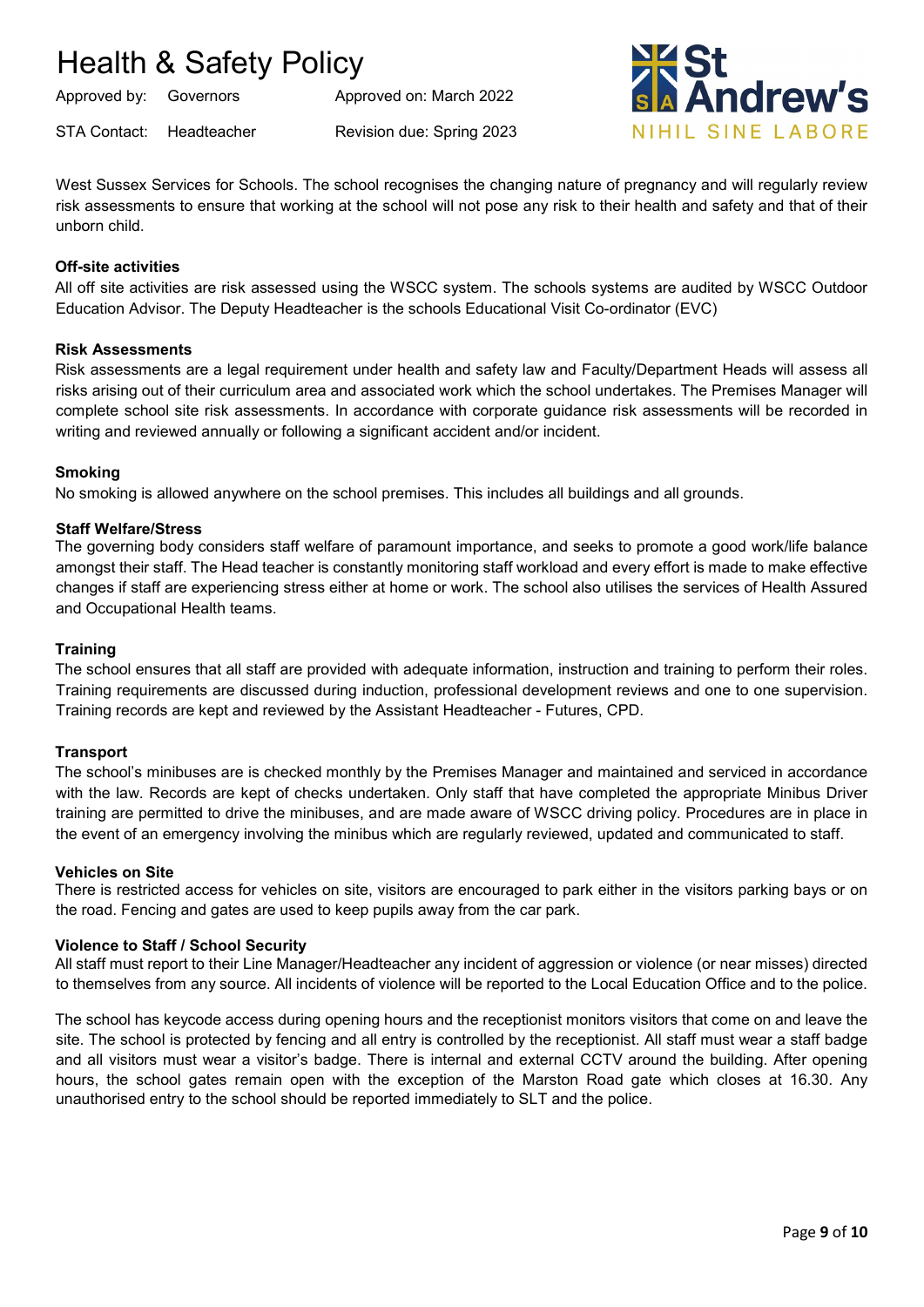West Sussex Services for Schools. The school recognises the changing nature of pregnancy and will regularly review risk assessments to ensure that working at the school will not pose any risk to their health and safety and that of their unborn child.

### Off-site activities

All off site activities are risk assessed using the WSCC system. The schools systems are audited by WSCC Outdoor Education Advisor. The Deputy Headteacher is the schools Educational Visit Co-ordinator (EVC)

### Risk Assessments

Risk assessments are a legal requirement under health and safety law and Faculty/Department Heads will assess all risks arising out of their curriculum area and associated work which the school undertakes. The Premises Manager will complete school site risk assessments. In accordance with corporate guidance risk assessments will be recorded in writing and reviewed annually or following a significant accident and/or incident.

### Smoking

No smoking is allowed anywhere on the school premises. This includes all buildings and all grounds.

### Staff Welfare/Stress

The governing body considers staff welfare of paramount importance, and seeks to promote a good work/life balance amongst their staff. The Head teacher is constantly monitoring staff workload and every effort is made to make effective changes if staff are experiencing stress either at home or work. The school also utilises the services of Health Assured and Occupational Health teams.

### Training

The school ensures that all staff are provided with adequate information, instruction and training to perform their roles. Training requirements are discussed during induction, professional development reviews and one to one supervision. Training records are kept and reviewed by the Assistant Headteacher - Futures, CPD.

### Transport

The school's minibuses are is checked monthly by the Premises Manager and maintained and serviced in accordance with the law. Records are kept of checks undertaken. Only staff that have completed the appropriate Minibus Driver training are permitted to drive the minibuses, and are made aware of WSCC driving policy. Procedures are in place in the event of an emergency involving the minibus which are regularly reviewed, updated and communicated to staff.

### Vehicles on Site

There is restricted access for vehicles on site, visitors are encouraged to park either in the visitors parking bays or on the road. Fencing and gates are used to keep pupils away from the car park.

### Violence to Staff / School Security

All staff must report to their Line Manager/Headteacher any incident of aggression or violence (or near misses) directed to themselves from any source. All incidents of violence will be reported to the Local Education Office and to the police.

The school has keycode access during opening hours and the receptionist monitors visitors that come on and leave the site. The school is protected by fencing and all entry is controlled by the receptionist. All staff must wear a staff badge and all visitors must wear a visitor's badge. There is internal and external CCTV around the building. After opening hours, the school gates remain open with the exception of the Marston Road gate which closes at 16.30. Any unauthorised entry to the school should be reported immediately to SLT and the police.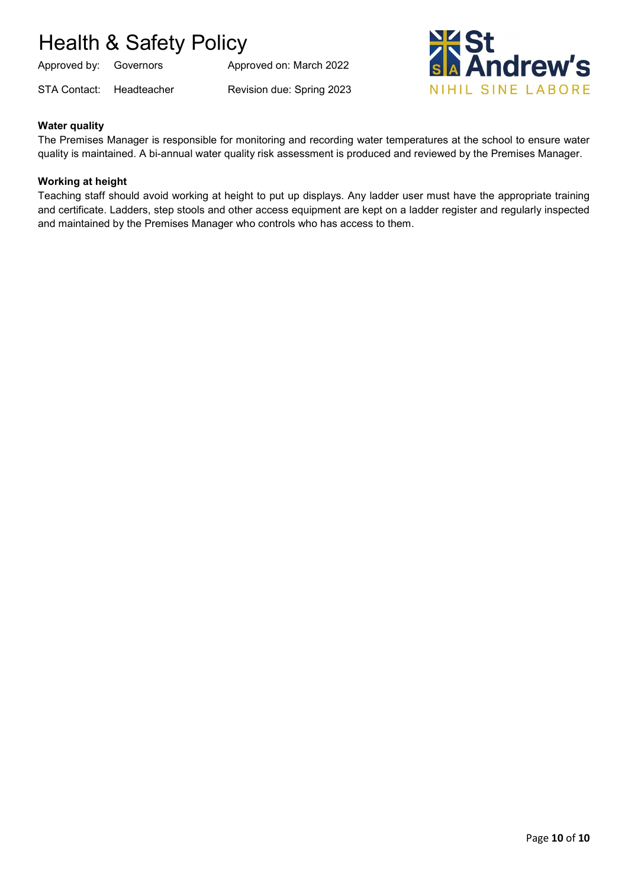**Water quality**

The Premises Manager is responsible for monitoring and recording water temperatures at the school to ensure water quality is maintained. A bi-annual water quality risk assessment is produced and reviewed by the Premises Manager.

**Working at height**

Teaching staff should avoid working at height to put up displays. Any ladder user must have the appropriate training and certificate. Ladders, step stools and other access equipment are kept on a ladder register and regularly inspected and maintained by the Premises Manager who controls who has access to them.